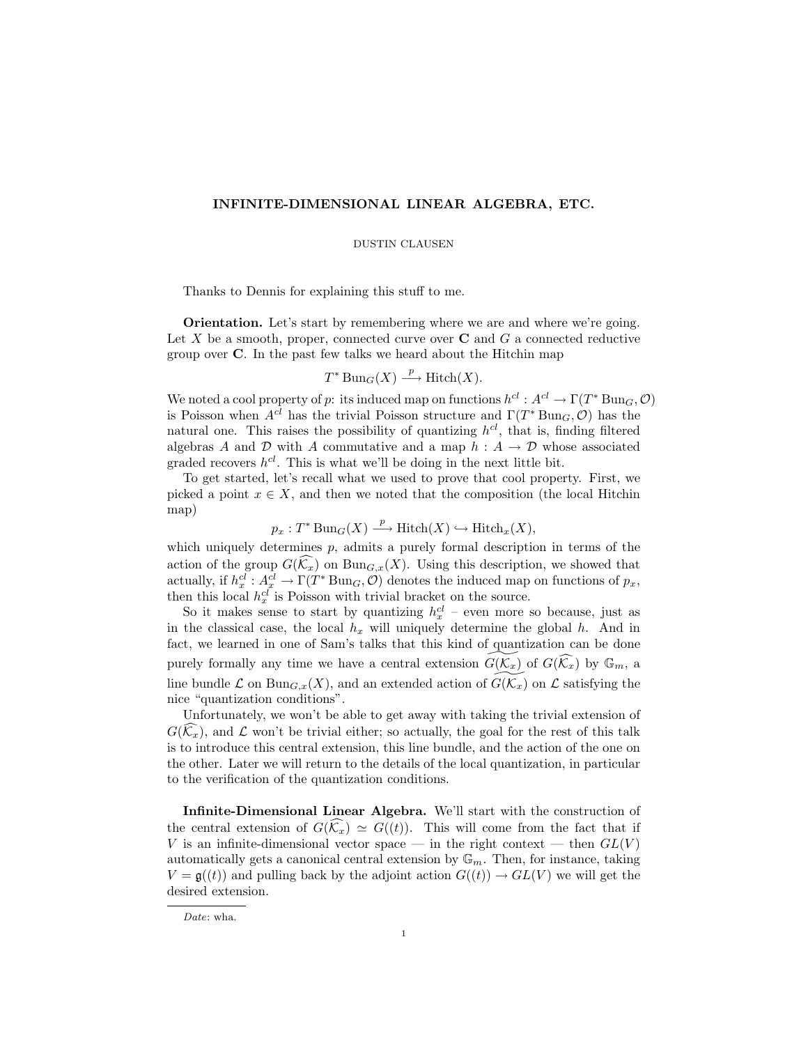# INFINITE-DIMENSIONAL LINEAR ALGEBRA, ETC.

DUSTIN CLAUSEN

Thanks to Dennis for explaining this stuff to me.

**Orientation.** Let's start by remembering where we are and where we're going. Let $X$ be a smooth, proper, connected curve over $\mathbf{C}$ and $G$ a connected reductive group over $\mathbf{C}$. In the past few talks we heard about the Hitchin map

$$T^* \operatorname{Bun}_G(X) \xrightarrow{p} \operatorname{Hitch}(X).$$

We noted a cool property of $p$: its induced map on functions $h^{cl} : A^{cl} \to \Gamma(T^* \operatorname{Bun}_G, \mathcal{O})$ is Poisson when $A^{cl}$ has the trivial Poisson structure and $\Gamma(T^* \operatorname{Bun}_G, \mathcal{O})$ has the natural one. This raises the possibility of quantizing $h^{cl}$, that is, finding filtered algebras $A$ and $\mathcal{D}$ with $A$ commutative and a map $h : A \to \mathcal{D}$ whose associated graded recovers $h^{cl}$. This is what we'll be doing in the next little bit.

To get started, let's recall what we used to prove that cool property. First, we picked a point $x \in X$, and then we noted that the composition (the local Hitchin map)

$$p_x : T^* \operatorname{Bun}_G(X) \xrightarrow{p} \operatorname{Hitch}(X) \hookrightarrow \operatorname{Hitch}_x(X),$$

which uniquely determines $p$, admits a purely formal description in terms of the action of the group $G(\widehat{\mathcal{K}_x})$ on $\operatorname{Bun}_{G,x}(X)$. Using this description, we showed that actually, if $h_x^{cl} : A_x^{cl} \to \Gamma(T^* \operatorname{Bun}_G, \mathcal{O})$ denotes the induced map on functions of $p_x$, then this local $h_x^{cl}$ is Poisson with trivial bracket on the source.

So it makes sense to start by quantizing $h_x^{cl}$ – even more so because, just as in the classical case, the local $h_x$ will uniquely determine the global $h$. And in fact, we learned in one of Sam's talks that this kind of quantization can be done purely formally any time we have a central extension $\widetilde{G(\widehat{\mathcal{K}_x})}$ of $G(\widehat{\mathcal{K}_x})$ by $\mathbb{G}_m$, a line bundle $\mathcal{L}$ on $\operatorname{Bun}_{G,x}(X)$, and an extended action of $\widetilde{G(\widehat{\mathcal{K}_x})}$ on $\mathcal{L}$ satisfying the nice "quantization conditions".

Unfortunately, we won't be able to get away with taking the trivial extension of $G(\widehat{\mathcal{K}_x})$, and $\mathcal{L}$ won't be trivial either; so actually, the goal for the rest of this talk is to introduce this central extension, this line bundle, and the action of the one on the other. Later we will return to the details of the local quantization, in particular to the verification of the quantization conditions.

**Infinite-Dimensional Linear Algebra.** We'll start with the construction of the central extension of $G(\widehat{\mathcal{K}_x}) \simeq G((t))$. This will come from the fact that if $V$ is an infinite-dimensional vector space — in the right context — then $GL(V)$ automatically gets a canonical central extension by $\mathbb{G}_m$. Then, for instance, taking $V = \mathfrak{g}((t))$ and pulling back by the adjoint action $G((t)) \to GL(V)$ we will get the desired extension.

*Date*: wha.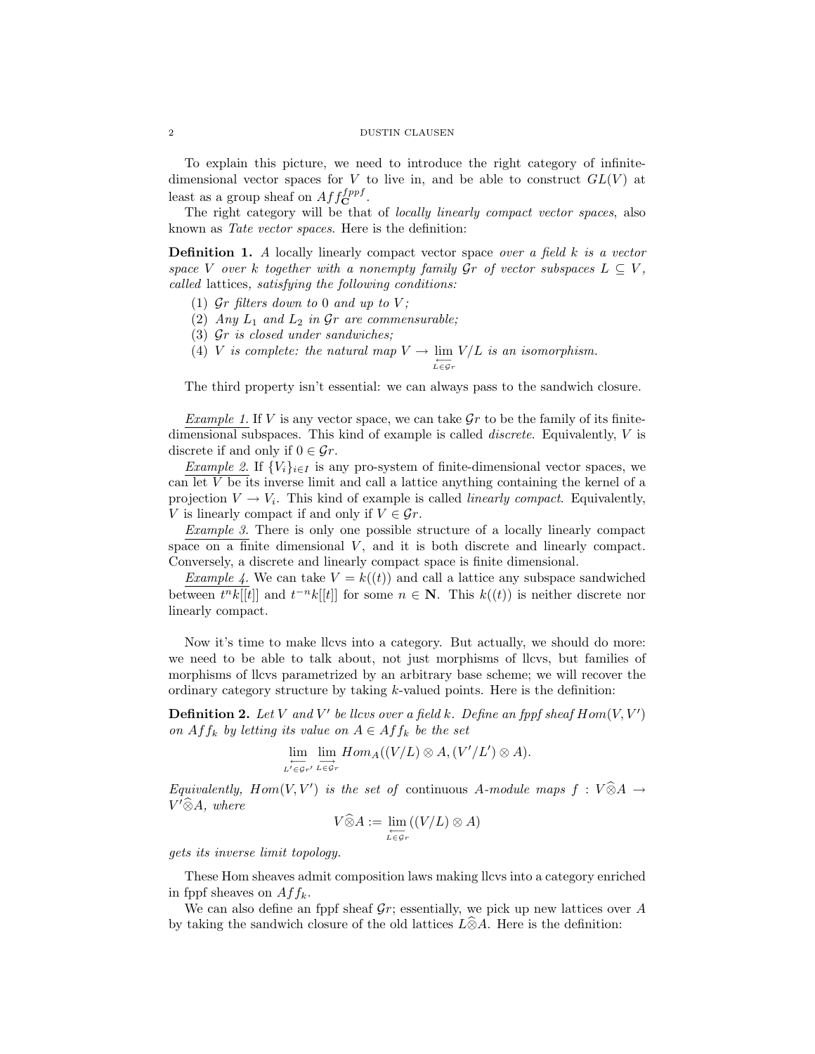To explain this picture, we need to introduce the right category of infinite-dimensional vector spaces for $V$ to live in, and be able to construct $GL(V)$ at least as a group sheaf on $Aff_{\mathbf{C}}^{fppf}$.

The right category will be that of *locally linearly compact vector spaces*, also known as *Tate vector spaces*. Here is the definition:

**Definition 1.** *A* locally linearly compact vector space *over a field $k$ is a vector space $V$ over $k$ together with a nonempty family $\mathcal{G}r$ of vector subspaces $L \subseteq V$, called* lattices*, satisfying the following conditions:*

1. *$\mathcal{G}r$ filters down to 0 and up to $V$;*
2. *Any $L_1$ and $L_2$ in $\mathcal{G}r$ are commensurable;*
3. *$\mathcal{G}r$ is closed under sandwiches;*
4. *$V$ is complete: the natural map $V \to \varprojlim_{L \in \mathcal{G}r} V/L$ is an isomorphism.*

The third property isn't essential: we can always pass to the sandwich closure.

*Example 1.* If $V$ is any vector space, we can take $\mathcal{G}r$ to be the family of its finite-dimensional subspaces. This kind of example is called *discrete*. Equivalently, $V$ is discrete if and only if $0 \in \mathcal{G}r$.

*Example 2.* If $\{V_i\}_{i \in I}$ is any pro-system of finite-dimensional vector spaces, we can let $V$ be its inverse limit and call a lattice anything containing the kernel of a projection $V \to V_i$. This kind of example is called *linearly compact*. Equivalently, $V$ is linearly compact if and only if $V \in \mathcal{G}r$.

*Example 3.* There is only one possible structure of a locally linearly compact space on a finite dimensional $V$, and it is both discrete and linearly compact. Conversely, a discrete and linearly compact space is finite dimensional.

*Example 4.* We can take $V = k((t))$ and call a lattice any subspace sandwiched between $t^n k[[t]]$ and $t^{-n} k[[t]]$ for some $n \in \mathbf{N}$. This $k((t))$ is neither discrete nor linearly compact.

Now it's time to make llcvs into a category. But actually, we should do more: we need to be able to talk about, not just morphisms of llcvs, but families of morphisms of llcvs parametrized by an arbitrary base scheme; we will recover the ordinary category structure by taking $k$-valued points. Here is the definition:

**Definition 2.** *Let $V$ and $V'$ be llcvs over a field $k$. Define an fppf sheaf $Hom(V, V')$ on $Aff_k$ by letting its value on $A \in Aff_k$ be the set*

$$\varprojlim_{L' \in \mathcal{G}r'} \varinjlim_{L \in \mathcal{G}r} Hom_A((V/L) \otimes A, (V'/L') \otimes A).$$

*Equivalently, $Hom(V, V')$ is the set of* continuous *$A$-module maps $f : V \widehat{\otimes} A \to V' \widehat{\otimes} A$, where*

$$V \widehat{\otimes} A := \varprojlim_{L \in \mathcal{G}r} ((V/L) \otimes A)$$

*gets its inverse limit topology.*

These Hom sheaves admit composition laws making llcvs into a category enriched in fppf sheaves on $Aff_k$.

We can also define an fppf sheaf $\mathcal{G}r$; essentially, we pick up new lattices over $A$ by taking the sandwich closure of the old lattices $L \widehat{\otimes} A$. Here is the definition: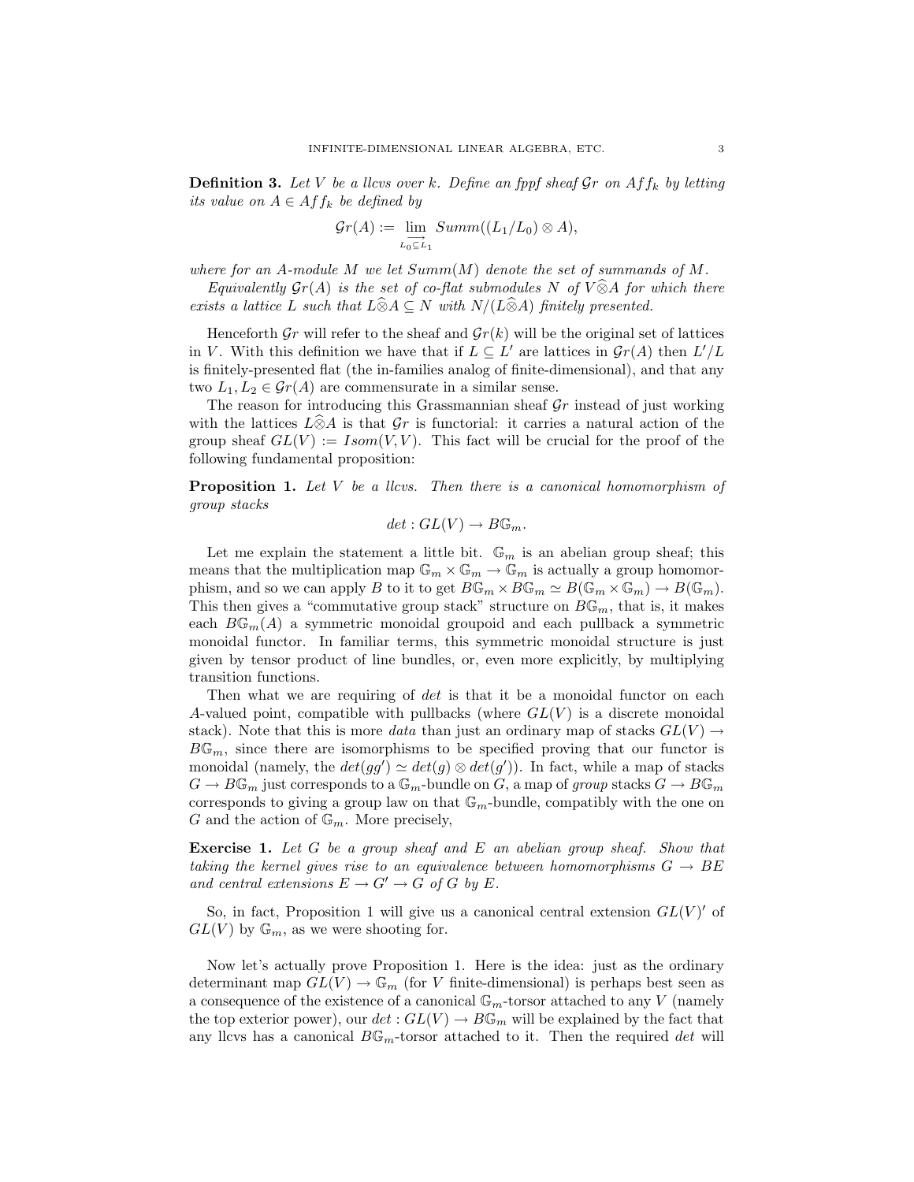**Definition 3.** *Let $V$ be a llcvs over $k$. Define an fppf sheaf $\mathcal{G}r$ on $Aff_k$ by letting its value on $A \in Aff_k$ be defined by*

$$\mathcal{G}r(A) := \varinjlim_{L_0 \subseteq L_1} Summ((L_1/L_0) \otimes A),$$

*where for an $A$-module $M$ we let $Summ(M)$ denote the set of summands of $M$.*

*Equivalently $\mathcal{G}r(A)$ is the set of co-flat submodules $N$ of $V \widehat{\otimes} A$ for which there exists a lattice $L$ such that $L \widehat{\otimes} A \subseteq N$ with $N/(L \widehat{\otimes} A)$ finitely presented.*

Henceforth $\mathcal{G}r$ will refer to the sheaf and $\mathcal{G}r(k)$ will be the original set of lattices in $V$. With this definition we have that if $L \subseteq L'$ are lattices in $\mathcal{G}r(A)$ then $L'/L$ is finitely-presented flat (the in-families analog of finite-dimensional), and that any two $L_1, L_2 \in \mathcal{G}r(A)$ are commensurate in a similar sense.

The reason for introducing this Grassmannian sheaf $\mathcal{G}r$ instead of just working with the lattices $L \widehat{\otimes} A$ is that $\mathcal{G}r$ is functorial: it carries a natural action of the group sheaf $GL(V) := Isom(V, V)$. This fact will be crucial for the proof of the following fundamental proposition:

**Proposition 1.** *Let $V$ be a llcvs. Then there is a canonical homomorphism of group stacks*

$$det : GL(V) \to B\mathbb{G}_m.$$

Let me explain the statement a little bit. $\mathbb{G}_m$ is an abelian group sheaf; this means that the multiplication map $\mathbb{G}_m \times \mathbb{G}_m \to \mathbb{G}_m$ is actually a group homomorphism, and so we can apply $B$ to it to get $B\mathbb{G}_m \times B\mathbb{G}_m \simeq B(\mathbb{G}_m \times \mathbb{G}_m) \to B(\mathbb{G}_m)$. This then gives a "commutative group stack" structure on $B\mathbb{G}_m$, that is, it makes each $B\mathbb{G}_m(A)$ a symmetric monoidal groupoid and each pullback a symmetric monoidal functor. In familiar terms, this symmetric monoidal structure is just given by tensor product of line bundles, or, even more explicitly, by multiplying transition functions.

Then what we are requiring of $det$ is that it be a monoidal functor on each $A$-valued point, compatible with pullbacks (where $GL(V)$ is a discrete monoidal stack). Note that this is more *data* than just an ordinary map of stacks $GL(V) \to B\mathbb{G}_m$, since there are isomorphisms to be specified proving that our functor is monoidal (namely, the $det(gg') \simeq det(g) \otimes det(g')$). In fact, while a map of stacks $G \to B\mathbb{G}_m$ just corresponds to a $\mathbb{G}_m$-bundle on $G$, a map of *group* stacks $G \to B\mathbb{G}_m$ corresponds to giving a group law on that $\mathbb{G}_m$-bundle, compatibly with the one on $G$ and the action of $\mathbb{G}_m$. More precisely,

**Exercise 1.** *Let $G$ be a group sheaf and $E$ an abelian group sheaf. Show that taking the kernel gives rise to an equivalence between homomorphisms $G \to BE$ and central extensions $E \to G' \to G$ of $G$ by $E$.*

So, in fact, Proposition 1 will give us a canonical central extension $GL(V)'$ of $GL(V)$ by $\mathbb{G}_m$, as we were shooting for.

Now let's actually prove Proposition 1. Here is the idea: just as the ordinary determinant map $GL(V) \to \mathbb{G}_m$ (for $V$ finite-dimensional) is perhaps best seen as a consequence of the existence of a canonical $\mathbb{G}_m$-torsor attached to any $V$ (namely the top exterior power), our $det : GL(V) \to B\mathbb{G}_m$ will be explained by the fact that any llcvs has a canonical $B\mathbb{G}_m$-torsor attached to it. Then the required $det$ will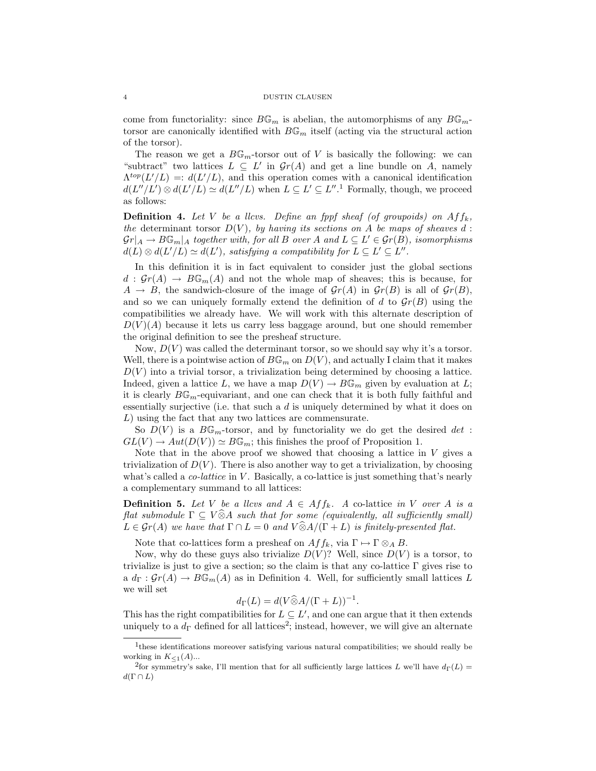come from functoriality: since $B\mathbb{G}_m$ is abelian, the automorphisms of any $B\mathbb{G}_m$-torsor are canonically identified with $B\mathbb{G}_m$ itself (acting via the structural action of the torsor).

The reason we get a $B\mathbb{G}_m$-torsor out of $V$ is basically the following: we can "subtract" two lattices $L \subseteq L'$ in $\mathcal{G}r(A)$ and get a line bundle on $A$, namely $\Lambda^{top}(L'/L) =: d(L'/L)$, and this operation comes with a canonical identification $d(L''/L') \otimes d(L'/L) \simeq d(L''/L)$ when $L \subseteq L' \subseteq L''$.[1] Formally, though, we proceed as follows:

**Definition 4.** *Let $V$ be a llcvs. Define an fppf sheaf (of groupoids) on $Aff_k$, the* determinant torsor *$D(V)$, by having its sections on $A$ be maps of sheaves $d : \mathcal{G}r|_A \to B\mathbb{G}_m|_A$ together with, for all $B$ over $A$ and $L \subseteq L' \in \mathcal{G}r(B)$, isomorphisms $d(L) \otimes d(L'/L) \simeq d(L')$, satisfying a compatibility for $L \subseteq L' \subseteq L''$.*

In this definition it is in fact equivalent to consider just the global sections $d : \mathcal{G}r(A) \to B\mathbb{G}_m(A)$ and not the whole map of sheaves; this is because, for $A \to B$, the sandwich-closure of the image of $\mathcal{G}r(A)$ in $\mathcal{G}r(B)$ is all of $\mathcal{G}r(B)$, and so we can uniquely formally extend the definition of $d$ to $\mathcal{G}r(B)$ using the compatibilities we already have. We will work with this alternate description of $D(V)(A)$ because it lets us carry less baggage around, but one should remember the original definition to see the presheaf structure.

Now, $D(V)$ was called the determinant torsor, so we should say why it's a torsor. Well, there is a pointwise action of $B\mathbb{G}_m$ on $D(V)$, and actually I claim that it makes $D(V)$ into a trivial torsor, a trivialization being determined by choosing a lattice. Indeed, given a lattice $L$, we have a map $D(V) \to B\mathbb{G}_m$ given by evaluation at $L$; it is clearly $B\mathbb{G}_m$-equivariant, and one can check that it is both fully faithful and essentially surjective (i.e. that such a $d$ is uniquely determined by what it does on $L$) using the fact that any two lattices are commensurate.

So $D(V)$ is a $B\mathbb{G}_m$-torsor, and by functoriality we do get the desired $det : GL(V) \to Aut(D(V)) \simeq B\mathbb{G}_m$; this finishes the proof of Proposition 1.

Note that in the above proof we showed that choosing a lattice in $V$ gives a trivialization of $D(V)$. There is also another way to get a trivialization, by choosing what's called a *co-lattice* in $V$. Basically, a co-lattice is just something that's nearly a complementary summand to all lattices:

**Definition 5.** *Let $V$ be a llcvs and $A \in Aff_k$. A* co-lattice *in $V$ over $A$ is a flat submodule $\Gamma \subseteq V\widehat{\otimes}A$ such that for some (equivalently, all sufficiently small) $L \in \mathcal{G}r(A)$ we have that $\Gamma \cap L = 0$ and $V\widehat{\otimes}A/(\Gamma + L)$ is finitely-presented flat.*

Note that co-lattices form a presheaf on $Aff_k$, via $\Gamma \mapsto \Gamma \otimes_A B$.

Now, why do these guys also trivialize $D(V)$? Well, since $D(V)$ is a torsor, to trivialize is just to give a section; so the claim is that any co-lattice $\Gamma$ gives rise to a $d_\Gamma : \mathcal{G}r(A) \to B\mathbb{G}_m(A)$ as in Definition 4. Well, for sufficiently small lattices $L$ we will set

$$d_\Gamma(L) = d(V\widehat{\otimes}A/(\Gamma + L))^{-1}.$$

This has the right compatibilities for $L \subseteq L'$, and one can argue that it then extends uniquely to a $d_\Gamma$ defined for all lattices[2]; instead, however, we will give an alternate

[1] these identifications moreover satisfying various natural compatibilities; we should really be working in $K_{\leq 1}(A)$...

[2] for symmetry's sake, I'll mention that for all sufficiently large lattices $L$ we'll have $d_\Gamma(L) = d(\Gamma \cap L)$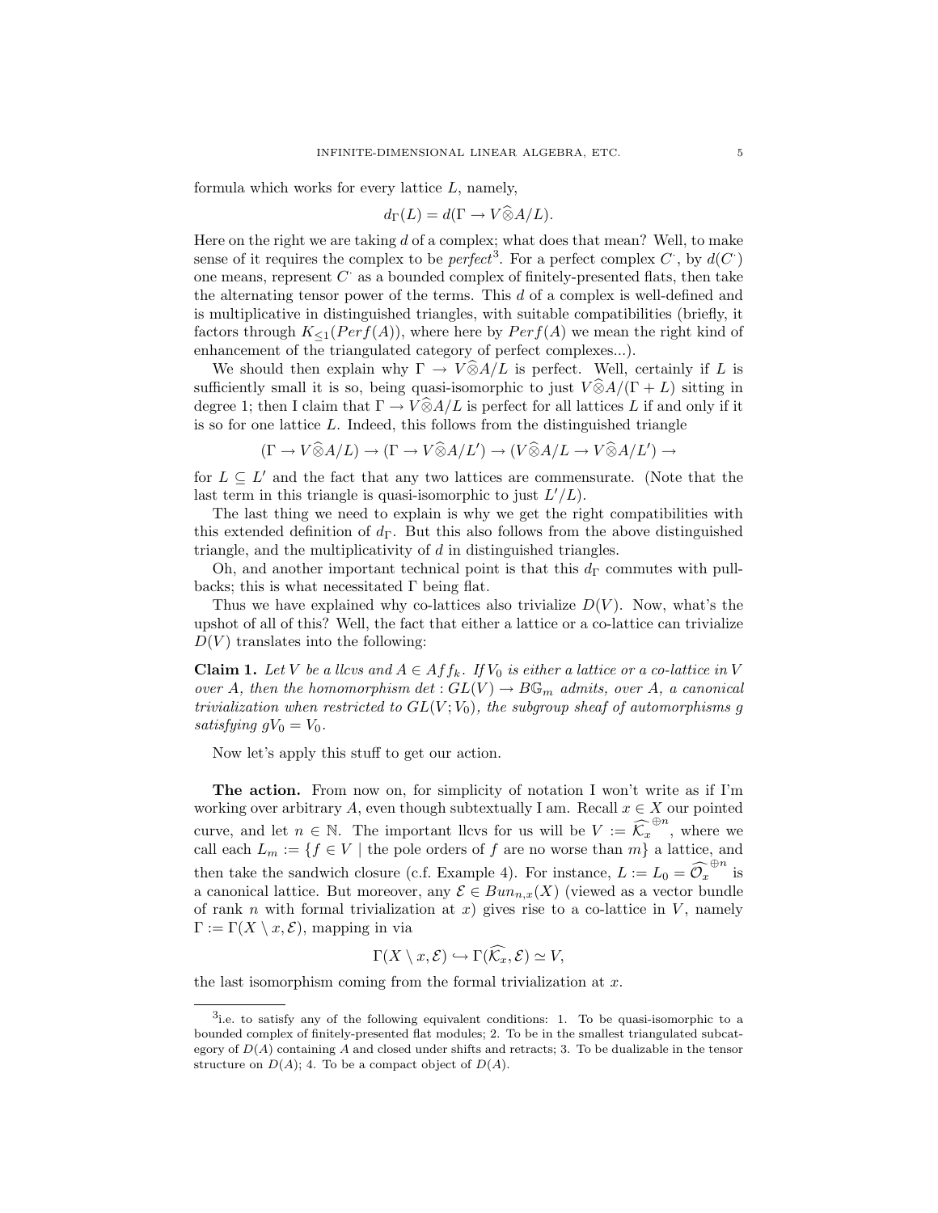formula which works for every lattice $L$, namely,

$$d_\Gamma(L) = d(\Gamma \to V\widehat{\otimes}A/L).$$

Here on the right we are taking $d$ of a complex; what does that mean? Well, to make sense of it requires the complex to be *perfect*[3]. For a perfect complex $C^\cdot$, by $d(C^\cdot)$ one means, represent $C^\cdot$ as a bounded complex of finitely-presented flats, then take the alternating tensor power of the terms. This $d$ of a complex is well-defined and is multiplicative in distinguished triangles, with suitable compatibilities (briefly, it factors through $K_{\leq 1}(Perf(A))$, where here by $Perf(A)$ we mean the right kind of enhancement of the triangulated category of perfect complexes...).

We should then explain why $\Gamma \to V\widehat{\otimes}A/L$ is perfect. Well, certainly if $L$ is sufficiently small it is so, being quasi-isomorphic to just $V\widehat{\otimes}A/(\Gamma + L)$ sitting in degree 1; then I claim that $\Gamma \to V\widehat{\otimes}A/L$ is perfect for all lattices $L$ if and only if it is so for one lattice $L$. Indeed, this follows from the distinguished triangle

$$(\Gamma \to V\widehat{\otimes}A/L) \to (\Gamma \to V\widehat{\otimes}A/L') \to (V\widehat{\otimes}A/L \to V\widehat{\otimes}A/L') \to$$

for $L \subseteq L'$ and the fact that any two lattices are commensurate. (Note that the last term in this triangle is quasi-isomorphic to just $L'/L$).

The last thing we need to explain is why we get the right compatibilities with this extended definition of $d_\Gamma$. But this also follows from the above distinguished triangle, and the multiplicativity of $d$ in distinguished triangles.

Oh, and another important technical point is that this $d_\Gamma$ commutes with pullbacks; this is what necessitated $\Gamma$ being flat.

Thus we have explained why co-lattices also trivialize $D(V)$. Now, what's the upshot of all of this? Well, the fact that either a lattice or a co-lattice can trivialize $D(V)$ translates into the following:

**Claim 1.** *Let $V$ be a llcvs and $A \in Aff_k$. If $V_0$ is either a lattice or a co-lattice in $V$ over $A$, then the homomorphism $\det : GL(V) \to B\mathbb{G}_m$ admits, over $A$, a canonical trivialization when restricted to $GL(V; V_0)$, the subgroup sheaf of automorphisms $g$ satisfying $gV_0 = V_0$.*

Now let's apply this stuff to get our action.

**The action.** From now on, for simplicity of notation I won't write as if I'm working over arbitrary $A$, even though subtextually I am. Recall $x \in X$ our pointed curve, and let $n \in \mathbb{N}$. The important llcvs for us will be $V := \widehat{\mathcal{K}_x}^{\oplus n}$, where we call each $L_m := \{f \in V \mid \text{the pole orders of } f \text{ are no worse than } m\}$ a lattice, and then take the sandwich closure (c.f. Example 4). For instance, $L := L_0 = \widehat{\mathcal{O}_x}^{\oplus n}$ is a canonical lattice. But moreover, any $\mathcal{E} \in Bun_{n,x}(X)$ (viewed as a vector bundle of rank $n$ with formal trivialization at $x$) gives rise to a co-lattice in $V$, namely $\Gamma := \Gamma(X \setminus x, \mathcal{E})$, mapping in via

$$\Gamma(X \setminus x, \mathcal{E}) \hookrightarrow \Gamma(\widehat{\mathcal{K}_x}, \mathcal{E}) \simeq V,$$

the last isomorphism coming from the formal trivialization at $x$.

---

[3] i.e. to satisfy any of the following equivalent conditions: 1. To be quasi-isomorphic to a bounded complex of finitely-presented flat modules; 2. To be in the smallest triangulated subcategory of $D(A)$ containing $A$ and closed under shifts and retracts; 3. To be dualizable in the tensor structure on $D(A)$; 4. To be a compact object of $D(A)$.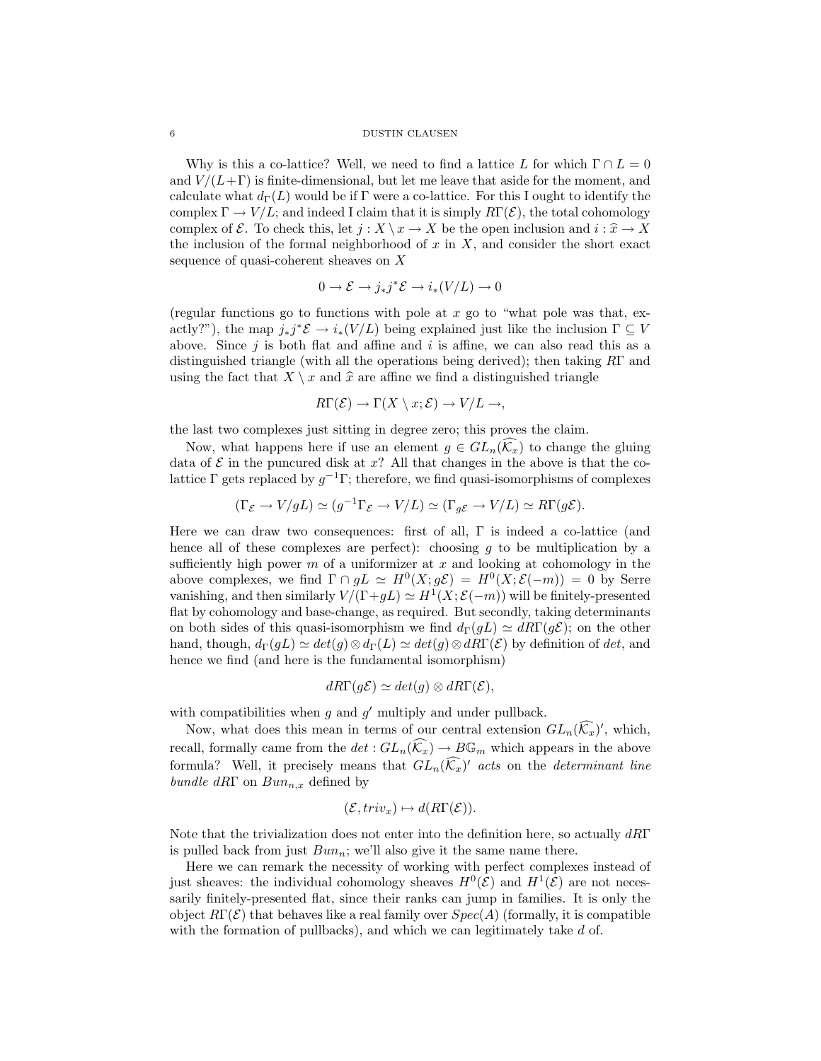Why is this a co-lattice? Well, we need to find a lattice $L$ for which $\Gamma \cap L = 0$ and $V/(L+\Gamma)$ is finite-dimensional, but let me leave that aside for the moment, and calculate what $d_\Gamma(L)$ would be if $\Gamma$ were a co-lattice. For this I ought to identify the complex $\Gamma \to V/L$; and indeed I claim that it is simply $R\Gamma(\mathcal{E})$, the total cohomology complex of $\mathcal{E}$. To check this, let $j : X \setminus x \to X$ be the open inclusion and $i : \widehat{x} \to X$ the inclusion of the formal neighborhood of $x$ in $X$, and consider the short exact sequence of quasi-coherent sheaves on $X$

$$0 \to \mathcal{E} \to j_* j^* \mathcal{E} \to i_*(V/L) \to 0$$

(regular functions go to functions with pole at $x$ go to "what pole was that, exactly?"), the map $j_* j^* \mathcal{E} \to i_*(V/L)$ being explained just like the inclusion $\Gamma \subseteq V$ above. Since $j$ is both flat and affine and $i$ is affine, we can also read this as a distinguished triangle (with all the operations being derived); then taking $R\Gamma$ and using the fact that $X \setminus x$ and $\widehat{x}$ are affine we find a distinguished triangle

$$R\Gamma(\mathcal{E}) \to \Gamma(X \setminus x; \mathcal{E}) \to V/L \to,$$

the last two complexes just sitting in degree zero; this proves the claim.

Now, what happens here if use an element $g \in GL_n(\widehat{\mathcal{K}_x})$ to change the gluing data of $\mathcal{E}$ in the puncured disk at $x$? All that changes in the above is that the co-lattice $\Gamma$ gets replaced by $g^{-1}\Gamma$; therefore, we find quasi-isomorphisms of complexes

$$(\Gamma_{\mathcal{E}} \to V/gL) \simeq (g^{-1}\Gamma_{\mathcal{E}} \to V/L) \simeq (\Gamma_{g\mathcal{E}} \to V/L) \simeq R\Gamma(g\mathcal{E}).$$

Here we can draw two consequences: first of all, $\Gamma$ is indeed a co-lattice (and hence all of these complexes are perfect): choosing $g$ to be multiplication by a sufficiently high power $m$ of a uniformizer at $x$ and looking at cohomology in the above complexes, we find $\Gamma \cap gL \simeq H^0(X; g\mathcal{E}) = H^0(X; \mathcal{E}(-m)) = 0$ by Serre vanishing, and then similarly $V/(\Gamma + gL) \simeq H^1(X; \mathcal{E}(-m))$ will be finitely-presented flat by cohomology and base-change, as required. But secondly, taking determinants on both sides of this quasi-isomorphism we find $d_\Gamma(gL) \simeq dR\Gamma(g\mathcal{E})$; on the other hand, though, $d_\Gamma(gL) \simeq det(g) \otimes d_\Gamma(L) \simeq det(g) \otimes dR\Gamma(\mathcal{E})$ by definition of $det$, and hence we find (and here is the fundamental isomorphism)

$$dR\Gamma(g\mathcal{E}) \simeq det(g) \otimes dR\Gamma(\mathcal{E}),$$

with compatibilities when $g$ and $g'$ multiply and under pullback.

Now, what does this mean in terms of our central extension $GL_n(\widehat{\mathcal{K}_x})'$, which, recall, formally came from the $det : GL_n(\widehat{\mathcal{K}_x}) \to B\mathbb{G}_m$ which appears in the above formula? Well, it precisely means that *$GL_n(\widehat{\mathcal{K}_x})'$ acts on the determinant line bundle* $dR\Gamma$ on $Bun_{n,x}$ defined by

$$(\mathcal{E}, triv_x) \mapsto d(R\Gamma(\mathcal{E})).$$

Note that the trivialization does not enter into the definition here, so actually $dR\Gamma$ is pulled back from just $Bun_n$; we'll also give it the same name there.

Here we can remark the necessity of working with perfect complexes instead of just sheaves: the individual cohomology sheaves $H^0(\mathcal{E})$ and $H^1(\mathcal{E})$ are not necessarily finitely-presented flat, since their ranks can jump in families. It is only the object $R\Gamma(\mathcal{E})$ that behaves like a real family over $Spec(A)$ (formally, it is compatible with the formation of pullbacks), and which we can legitimately take $d$ of.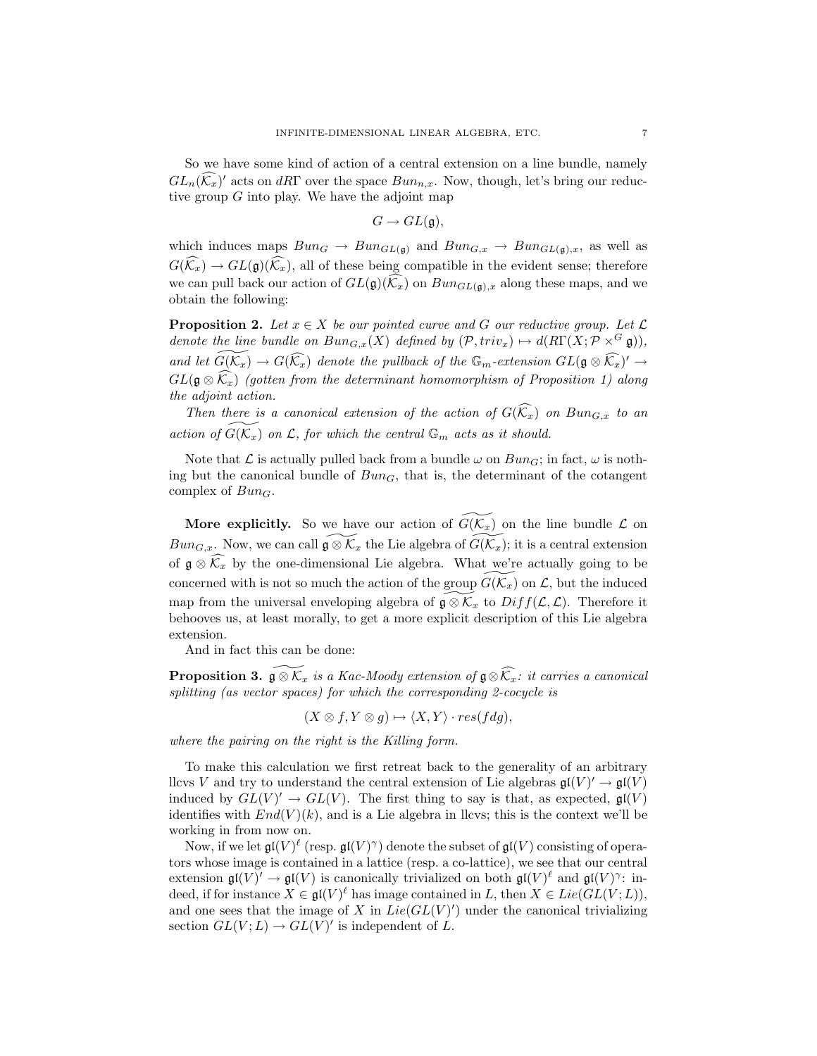So we have some kind of action of a central extension on a line bundle, namely $GL_n(\widehat{\mathcal{K}_x})'$ acts on $dR\Gamma$ over the space $Bun_{n,x}$. Now, though, let's bring our reductive group $G$ into play. We have the adjoint map

$$G \to GL(\mathfrak{g}),$$

which induces maps $Bun_G \to Bun_{GL(\mathfrak{g})}$ and $Bun_{G,x} \to Bun_{GL(\mathfrak{g}),x}$, as well as $G(\widehat{\mathcal{K}_x}) \to GL(\mathfrak{g})(\widehat{\mathcal{K}_x})$, all of these being compatible in the evident sense; therefore we can pull back our action of $GL(\mathfrak{g})(\widehat{\mathcal{K}_x})$ on $Bun_{GL(\mathfrak{g}),x}$ along these maps, and we obtain the following:

**Proposition 2.** *Let $x \in X$ be our pointed curve and $G$ our reductive group. Let $\mathcal{L}$ denote the line bundle on $Bun_{G,x}(X)$ defined by $(\mathcal{P}, triv_x) \mapsto d(R\Gamma(X; \mathcal{P} \times^G \mathfrak{g}))$, and let $\widetilde{G(\mathcal{K}_x)} \to G(\widehat{\mathcal{K}_x})$ denote the pullback of the $\mathbb{G}_m$-extension $GL(\mathfrak{g} \otimes \widehat{\mathcal{K}_x})' \to GL(\mathfrak{g} \otimes \widehat{\mathcal{K}_x})$ (gotten from the determinant homomorphism of Proposition 1) along the adjoint action.*

*Then there is a canonical extension of the action of $G(\widehat{\mathcal{K}_x})$ on $Bun_{G,x}$ to an action of $\widetilde{G(\mathcal{K}_x)}$ on $\mathcal{L}$, for which the central $\mathbb{G}_m$ acts as it should.*

Note that $\mathcal{L}$ is actually pulled back from a bundle $\omega$ on $Bun_G$; in fact, $\omega$ is nothing but the canonical bundle of $Bun_G$, that is, the determinant of the cotangent complex of $Bun_G$.

**More explicitly.** So we have our action of $\widetilde{G(\mathcal{K}_x)}$ on the line bundle $\mathcal{L}$ on $Bun_{G,x}$. Now, we can call $\widetilde{\mathfrak{g} \otimes \mathcal{K}_x}$ the Lie algebra of $\widetilde{G(\mathcal{K}_x)}$; it is a central extension of $\mathfrak{g} \otimes \widehat{\mathcal{K}_x}$ by the one-dimensional Lie algebra. What we're actually going to be concerned with is not so much the action of the group $\widetilde{G(\mathcal{K}_x)}$ on $\mathcal{L}$, but the induced map from the universal enveloping algebra of $\widetilde{\mathfrak{g} \otimes \mathcal{K}_x}$ to $Diff(\mathcal{L}, \mathcal{L})$. Therefore it behooves us, at least morally, to get a more explicit description of this Lie algebra extension.

And in fact this can be done:

**Proposition 3.** *$\widetilde{\mathfrak{g} \otimes \mathcal{K}_x}$ is a Kac-Moody extension of $\mathfrak{g} \otimes \widehat{\mathcal{K}_x}$: it carries a canonical splitting (as vector spaces) for which the corresponding 2-cocycle is*

$$(X \otimes f, Y \otimes g) \mapsto \langle X, Y \rangle \cdot res(f dg),$$

*where the pairing on the right is the Killing form.*

To make this calculation we first retreat back to the generality of an arbitrary llcvs $V$ and try to understand the central extension of Lie algebras $\mathfrak{gl}(V)' \to \mathfrak{gl}(V)$ induced by $GL(V)' \to GL(V)$. The first thing to say is that, as expected, $\mathfrak{gl}(V)$ identifies with $End(V)(k)$, and is a Lie algebra in llcvs; this is the context we'll be working in from now on.

Now, if we let $\mathfrak{gl}(V)^\ell$ (resp. $\mathfrak{gl}(V)^\gamma$) denote the subset of $\mathfrak{gl}(V)$ consisting of operators whose image is contained in a lattice (resp. a co-lattice), we see that our central extension $\mathfrak{gl}(V)' \to \mathfrak{gl}(V)$ is canonically trivialized on both $\mathfrak{gl}(V)^\ell$ and $\mathfrak{gl}(V)^\gamma$: indeed, if for instance $X \in \mathfrak{gl}(V)^\ell$ has image contained in $L$, then $X \in Lie(GL(V; L))$, and one sees that the image of $X$ in $Lie(GL(V)')$ under the canonical trivializing section $GL(V; L) \to GL(V)'$ is independent of $L$.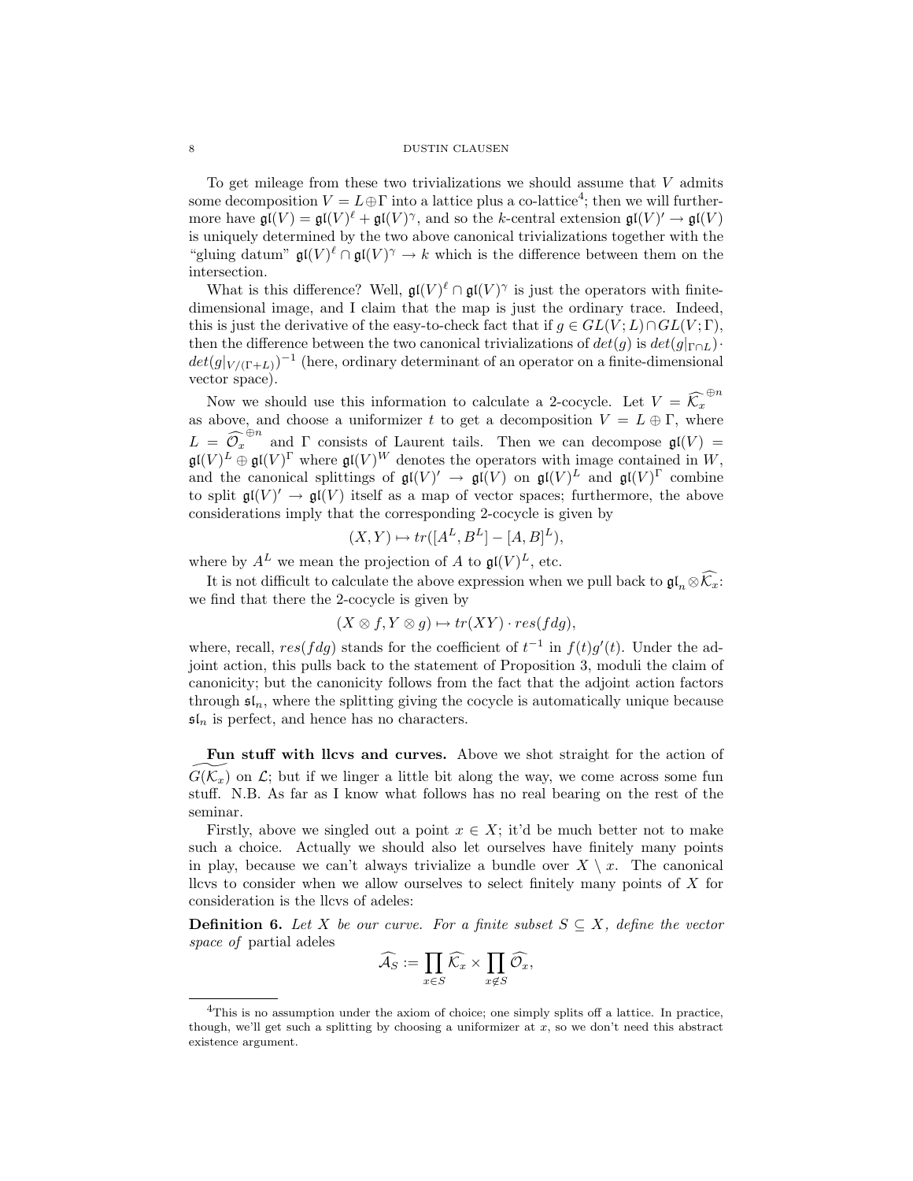To get mileage from these two trivializations we should assume that $V$ admits some decomposition $V = L \oplus \Gamma$ into a lattice plus a co-lattice[4]; then we will furthermore have $\mathfrak{gl}(V) = \mathfrak{gl}(V)^{\ell} + \mathfrak{gl}(V)^{\gamma}$, and so the $k$-central extension $\mathfrak{gl}(V)' \to \mathfrak{gl}(V)$ is uniquely determined by the two above canonical trivializations together with the "gluing datum" $\mathfrak{gl}(V)^{\ell} \cap \mathfrak{gl}(V)^{\gamma} \to k$ which is the difference between them on the intersection.

What is this difference? Well, $\mathfrak{gl}(V)^{\ell} \cap \mathfrak{gl}(V)^{\gamma}$ is just the operators with finite-dimensional image, and I claim that the map is just the ordinary trace. Indeed, this is just the derivative of the easy-to-check fact that if $g \in GL(V; L) \cap GL(V; \Gamma)$, then the difference between the two canonical trivializations of $det(g)$ is $det(g|_{\Gamma \cap L}) \cdot det(g|_{V/(\Gamma + L)})^{-1}$ (here, ordinary determinant of an operator on a finite-dimensional vector space).

Now we should use this information to calculate a 2-cocycle. Let $V = \widehat{\mathcal{K}_x}^{\oplus n}$ as above, and choose a uniformizer $t$ to get a decomposition $V = L \oplus \Gamma$, where $L = \widehat{\mathcal{O}_x}^{\oplus n}$ and $\Gamma$ consists of Laurent tails. Then we can decompose $\mathfrak{gl}(V) = \mathfrak{gl}(V)^{L} \oplus \mathfrak{gl}(V)^{\Gamma}$ where $\mathfrak{gl}(V)^{W}$ denotes the operators with image contained in $W$, and the canonical splittings of $\mathfrak{gl}(V)' \to \mathfrak{gl}(V)$ on $\mathfrak{gl}(V)^{L}$ and $\mathfrak{gl}(V)^{\Gamma}$ combine to split $\mathfrak{gl}(V)' \to \mathfrak{gl}(V)$ itself as a map of vector spaces; furthermore, the above considerations imply that the corresponding 2-cocycle is given by

$$(X, Y) \mapsto tr([A^L, B^L] - [A, B]^L),$$

where by $A^L$ we mean the projection of $A$ to $\mathfrak{gl}(V)^L$, etc.

It is not difficult to calculate the above expression when we pull back to $\mathfrak{gl}_n \otimes \widehat{\mathcal{K}_x}$: we find that there the 2-cocycle is given by

$$(X \otimes f, Y \otimes g) \mapsto tr(XY) \cdot res(fdg),$$

where, recall, $res(fdg)$ stands for the coefficient of $t^{-1}$ in $f(t)g'(t)$. Under the adjoint action, this pulls back to the statement of Proposition 3, moduli the claim of canonicity; but the canonicity follows from the fact that the adjoint action factors through $\mathfrak{sl}_n$, where the splitting giving the cocycle is automatically unique because $\mathfrak{sl}_n$ is perfect, and hence has no characters.

**Fun stuff with llcvs and curves.** Above we shot straight for the action of $\widetilde{G(\mathcal{K}_x)}$ on $\mathcal{L}$; but if we linger a little bit along the way, we come across some fun stuff. N.B. As far as I know what follows has no real bearing on the rest of the seminar.

Firstly, above we singled out a point $x \in X$; it'd be much better not to make such a choice. Actually we should also let ourselves have finitely many points in play, because we can't always trivialize a bundle over $X \setminus x$. The canonical llcvs to consider when we allow ourselves to select finitely many points of $X$ for consideration is the llcvs of adeles:

**Definition 6.** *Let $X$ be our curve. For a finite subset $S \subseteq X$, define the vector space of* partial adeles

$$\widehat{\mathcal{A}_S} := \prod_{x \in S} \widehat{\mathcal{K}_x} \times \prod_{x \notin S} \widehat{\mathcal{O}_x},$$

[4] This is no assumption under the axiom of choice; one simply splits off a lattice. In practice, though, we'll get such a splitting by choosing a uniformizer at $x$, so we don't need this abstract existence argument.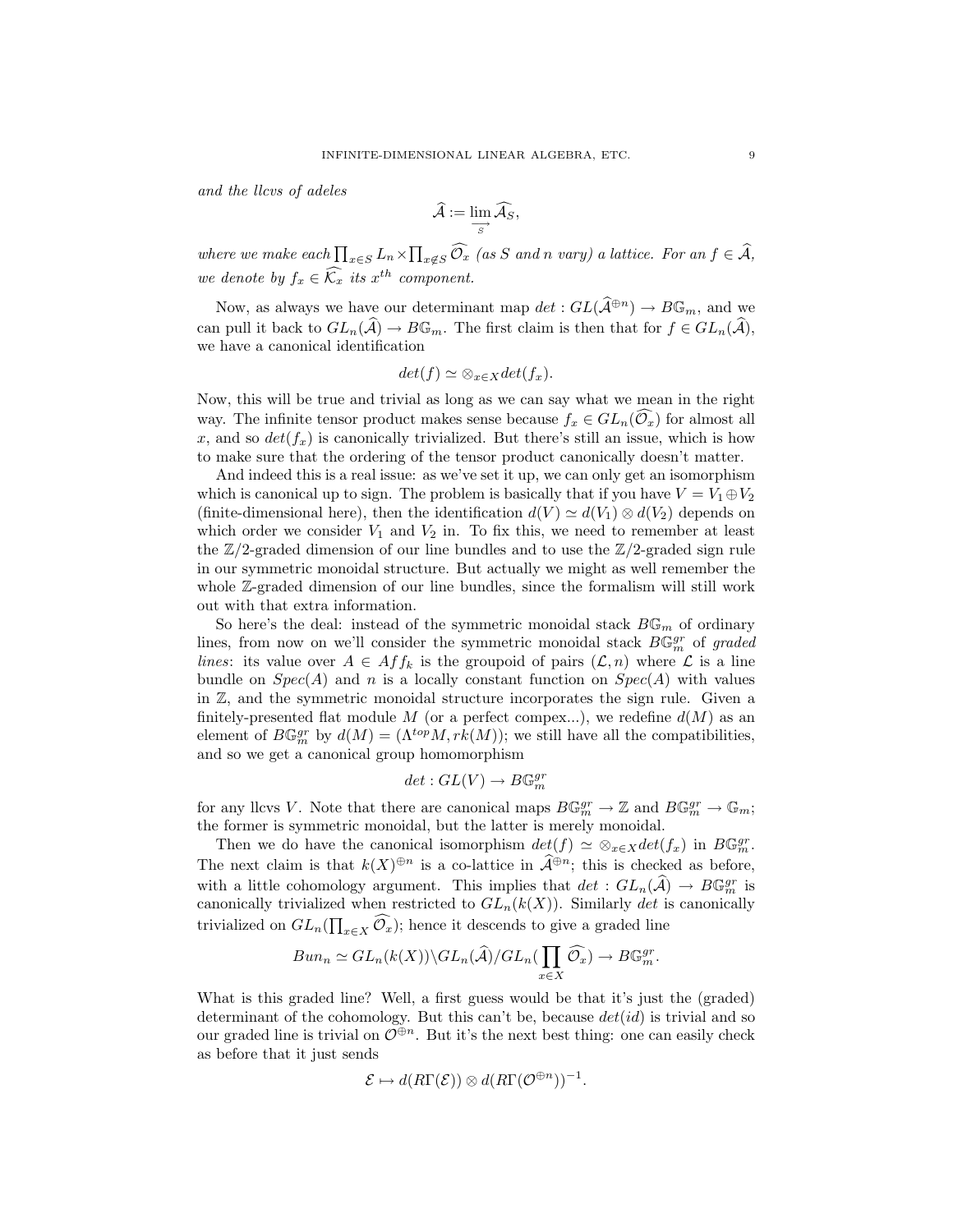*and the llcvs of adeles*

$$\widehat{\mathcal{A}} := \varinjlim_{S} \widehat{\mathcal{A}_S},$$

*where we make each* $\prod_{x \in S} L_n \times \prod_{x \notin S} \widehat{\mathcal{O}_x}$ *(as* $S$ *and* $n$ *vary) a lattice. For an* $f \in \widehat{\mathcal{A}}$*, we denote by* $f_x \in \widehat{\mathcal{K}_x}$ *its* $x^{th}$ *component.*

Now, as always we have our determinant map $det : GL(\widehat{\mathcal{A}}^{\oplus n}) \to B\mathbb{G}_m$, and we can pull it back to $GL_n(\widehat{\mathcal{A}}) \to B\mathbb{G}_m$. The first claim is then that for $f \in GL_n(\widehat{\mathcal{A}})$, we have a canonical identification

$$det(f) \simeq \otimes_{x \in X} det(f_x).$$

Now, this will be true and trivial as long as we can say what we mean in the right way. The infinite tensor product makes sense because $f_x \in GL_n(\widehat{\mathcal{O}_x})$ for almost all $x$, and so $det(f_x)$ is canonically trivialized. But there's still an issue, which is how to make sure that the ordering of the tensor product canonically doesn't matter.

And indeed this is a real issue: as we've set it up, we can only get an isomorphism which is canonical up to sign. The problem is basically that if you have $V = V_1 \oplus V_2$ (finite-dimensional here), then the identification $d(V) \simeq d(V_1) \otimes d(V_2)$ depends on which order we consider $V_1$ and $V_2$ in. To fix this, we need to remember at least the $\mathbb{Z}/2$-graded dimension of our line bundles and to use the $\mathbb{Z}/2$-graded sign rule in our symmetric monoidal structure. But actually we might as well remember the whole $\mathbb{Z}$-graded dimension of our line bundles, since the formalism will still work out with that extra information.

So here's the deal: instead of the symmetric monoidal stack $B\mathbb{G}_m$ of ordinary lines, from now on we'll consider the symmetric monoidal stack $B\mathbb{G}_m^{gr}$ of *graded lines*: its value over $A \in Aff_k$ is the groupoid of pairs $(\mathcal{L}, n)$ where $\mathcal{L}$ is a line bundle on $Spec(A)$ and $n$ is a locally constant function on $Spec(A)$ with values in $\mathbb{Z}$, and the symmetric monoidal structure incorporates the sign rule. Given a finitely-presented flat module $M$ (or a perfect compex...), we redefine $d(M)$ as an element of $B\mathbb{G}_m^{gr}$ by $d(M) = (\Lambda^{top} M, rk(M))$; we still have all the compatibilities, and so we get a canonical group homomorphism

$$det : GL(V) \to B\mathbb{G}_m^{gr}$$

for any llcvs $V$. Note that there are canonical maps $B\mathbb{G}_m^{gr} \to \mathbb{Z}$ and $B\mathbb{G}_m^{gr} \to \mathbb{G}_m$; the former is symmetric monoidal, but the latter is merely monoidal.

Then we do have the canonical isomorphism $det(f) \simeq \otimes_{x \in X} det(f_x)$ in $B\mathbb{G}_m^{gr}$. The next claim is that $k(X)^{\oplus n}$ is a co-lattice in $\widehat{\mathcal{A}}^{\oplus n}$; this is checked as before, with a little cohomology argument. This implies that $det : GL_n(\widehat{\mathcal{A}}) \to B\mathbb{G}_m^{gr}$ is canonically trivialized when restricted to $GL_n(k(X))$. Similarly $det$ is canonically trivialized on $GL_n(\prod_{x \in X} \widehat{\mathcal{O}_x})$; hence it descends to give a graded line

$$Bun_n \simeq GL_n(k(X)) \backslash GL_n(\widehat{\mathcal{A}}) / GL_n(\prod_{x \in X} \widehat{\mathcal{O}_x}) \to B\mathbb{G}_m^{gr}.$$

What is this graded line? Well, a first guess would be that it's just the (graded) determinant of the cohomology. But this can't be, because $det(id)$ is trivial and so our graded line is trivial on $\mathcal{O}^{\oplus n}$. But it's the next best thing: one can easily check as before that it just sends

$$\mathcal{E} \mapsto d(R\Gamma(\mathcal{E})) \otimes d(R\Gamma(\mathcal{O}^{\oplus n}))^{-1}.$$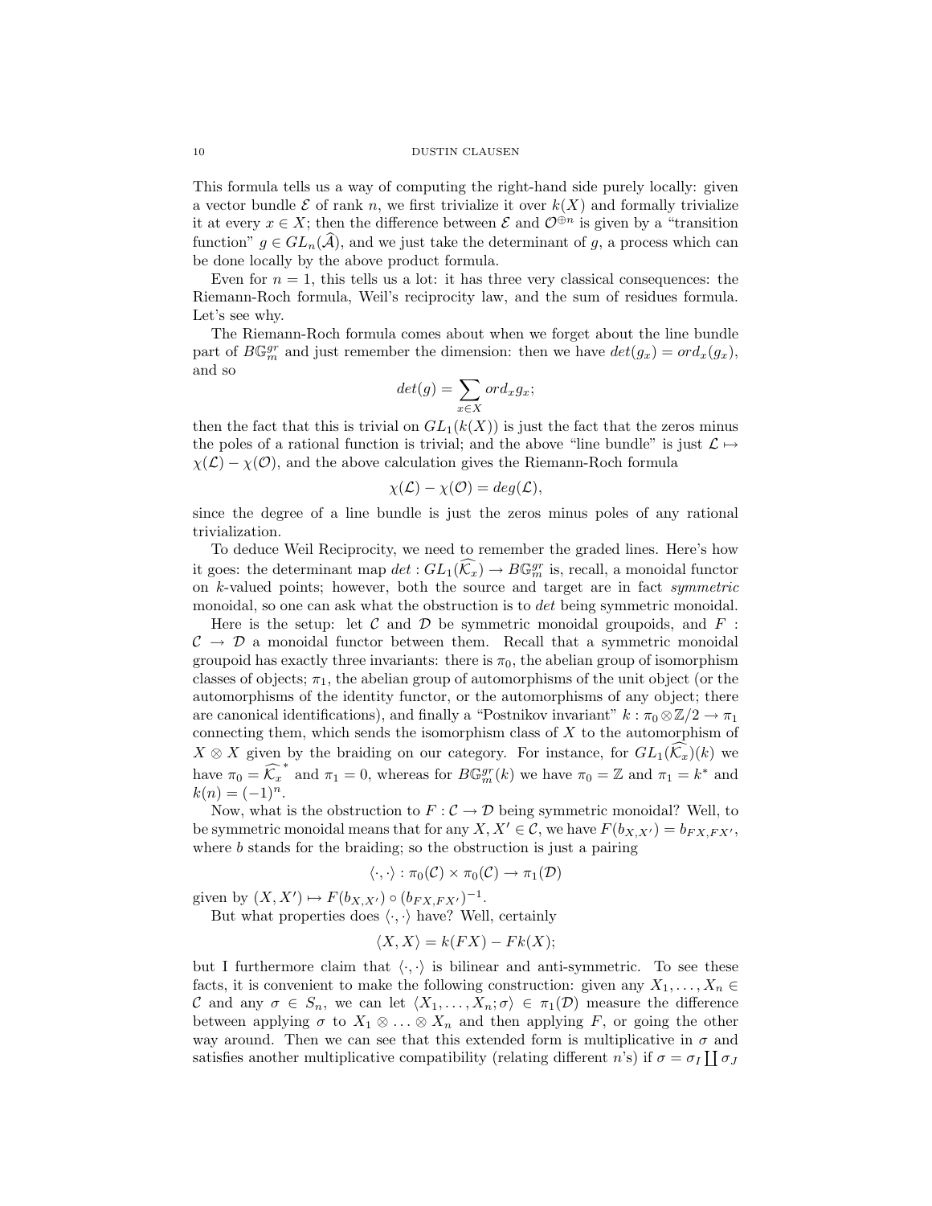This formula tells us a way of computing the right-hand side purely locally: given a vector bundle $\mathcal{E}$ of rank $n$, we first trivialize it over $k(X)$ and formally trivialize it at every $x \in X$; then the difference between $\mathcal{E}$ and $\mathcal{O}^{\oplus n}$ is given by a "transition function" $g \in GL_n(\widehat{\mathcal{A}})$, and we just take the determinant of $g$, a process which can be done locally by the above product formula.

Even for $n = 1$, this tells us a lot: it has three very classical consequences: the Riemann-Roch formula, Weil's reciprocity law, and the sum of residues formula. Let's see why.

The Riemann-Roch formula comes about when we forget about the line bundle part of $B\mathbb{G}_m^{gr}$ and just remember the dimension: then we have $det(g_x) = ord_x(g_x)$, and so

$$det(g) = \sum_{x \in X} ord_x g_x;$$

then the fact that this is trivial on $GL_1(k(X))$ is just the fact that the zeros minus the poles of a rational function is trivial; and the above "line bundle" is just $\mathcal{L} \mapsto \chi(\mathcal{L}) - \chi(\mathcal{O})$, and the above calculation gives the Riemann-Roch formula

$$\chi(\mathcal{L}) - \chi(\mathcal{O}) = deg(\mathcal{L}),$$

since the degree of a line bundle is just the zeros minus poles of any rational trivialization.

To deduce Weil Reciprocity, we need to remember the graded lines. Here's how it goes: the determinant map $det : GL_1(\widehat{\mathcal{K}_x}) \to B\mathbb{G}_m^{gr}$ is, recall, a monoidal functor on $k$-valued points; however, both the source and target are in fact *symmetric* monoidal, so one can ask what the obstruction is to $det$ being symmetric monoidal.

Here is the setup: let $\mathcal{C}$ and $\mathcal{D}$ be symmetric monoidal groupoids, and $F : \mathcal{C} \to \mathcal{D}$ a monoidal functor between them. Recall that a symmetric monoidal groupoid has exactly three invariants: there is $\pi_0$, the abelian group of isomorphism classes of objects; $\pi_1$, the abelian group of automorphisms of the unit object (or the automorphisms of the identity functor, or the automorphisms of any object; there are canonical identifications), and finally a "Postnikov invariant" $k : \pi_0 \otimes \mathbb{Z}/2 \to \pi_1$ connecting them, which sends the isomorphism class of $X$ to the automorphism of $X \otimes X$ given by the braiding on our category. For instance, for $GL_1(\widehat{\mathcal{K}_x})(k)$ we have $\pi_0 = \widehat{\mathcal{K}_x}^*$ and $\pi_1 = 0$, whereas for $B\mathbb{G}_m^{gr}(k)$ we have $\pi_0 = \mathbb{Z}$ and $\pi_1 = k^*$ and $k(n) = (-1)^n$.

Now, what is the obstruction to $F : \mathcal{C} \to \mathcal{D}$ being symmetric monoidal? Well, to be symmetric monoidal means that for any $X, X' \in \mathcal{C}$, we have $F(b_{X,X'}) = b_{FX,FX'}$, where $b$ stands for the braiding; so the obstruction is just a pairing

$$\langle \cdot, \cdot \rangle : \pi_0(\mathcal{C}) \times \pi_0(\mathcal{C}) \to \pi_1(\mathcal{D})$$

given by $(X, X') \mapsto F(b_{X,X'}) \circ (b_{FX,FX'})^{-1}$.

But what properties does $\langle \cdot, \cdot \rangle$ have? Well, certainly

$$\langle X, X \rangle = k(FX) - Fk(X);$$

but I furthermore claim that $\langle \cdot, \cdot \rangle$ is bilinear and anti-symmetric. To see these facts, it is convenient to make the following construction: given any $X_1, \ldots, X_n \in \mathcal{C}$ and any $\sigma \in S_n$, we can let $\langle X_1, \ldots, X_n; \sigma \rangle \in \pi_1(\mathcal{D})$ measure the difference between applying $\sigma$ to $X_1 \otimes \ldots \otimes X_n$ and then applying $F$, or going the other way around. Then we can see that this extended form is multiplicative in $\sigma$ and satisfies another multiplicative compatibility (relating different $n$'s) if $\sigma = \sigma_I \coprod \sigma_J$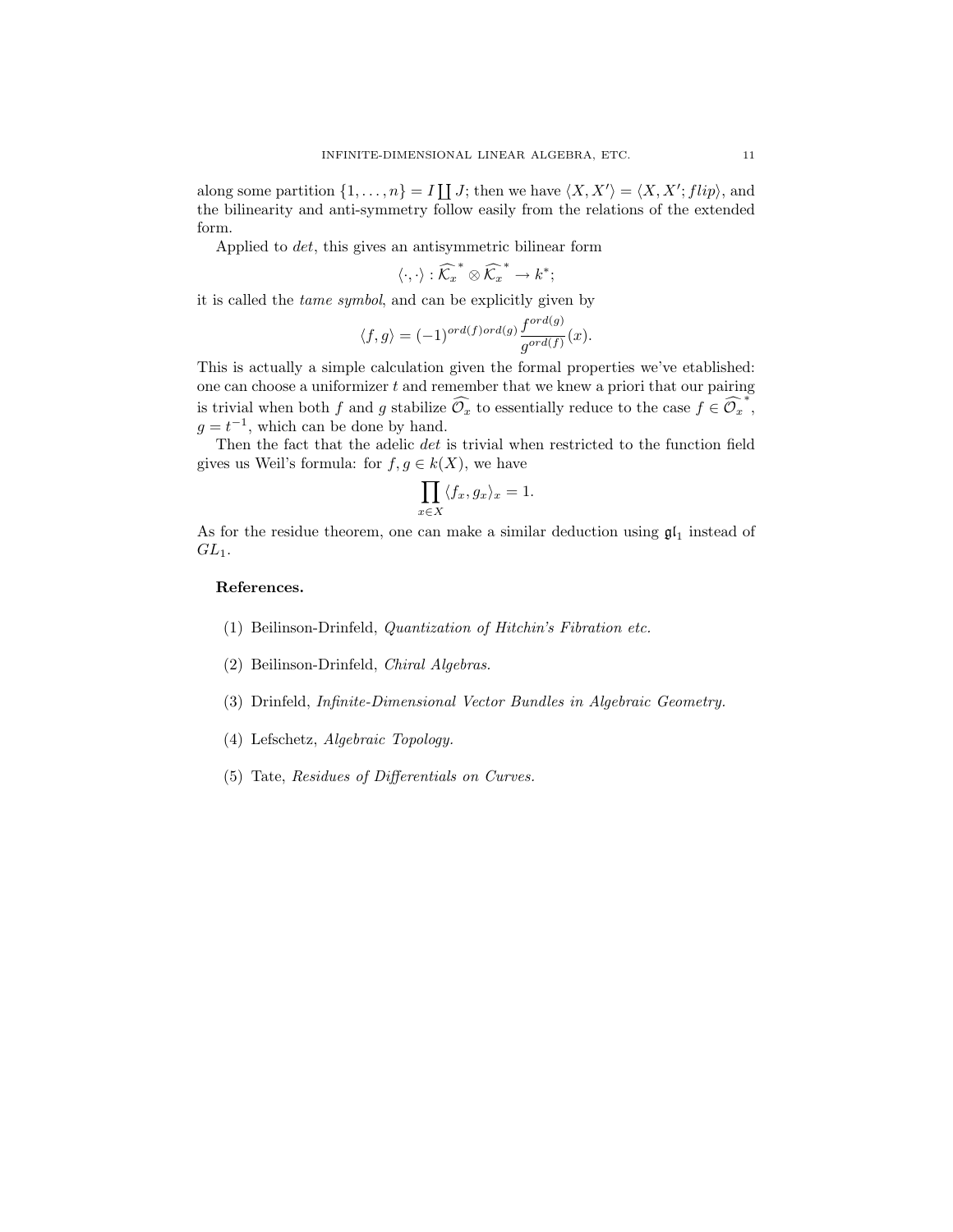along some partition $\{1, \ldots, n\} = I \coprod J$; then we have $\langle X, X' \rangle = \langle X, X'; flip \rangle$, and the bilinearity and anti-symmetry follow easily from the relations of the extended form.

Applied to *det*, this gives an antisymmetric bilinear form

$$\langle \cdot, \cdot \rangle : \widehat{\mathcal{K}_x}^* \otimes \widehat{\mathcal{K}_x}^* \to k^*;$$

it is called the *tame symbol*, and can be explicitly given by

$$\langle f, g \rangle = (-1)^{ord(f) ord(g)} \frac{f^{ord(g)}}{g^{ord(f)}}(x).$$

This is actually a simple calculation given the formal properties we've etablished: one can choose a uniformizer $t$ and remember that we knew a priori that our pairing is trivial when both $f$ and $g$ stabilize $\widehat{\mathcal{O}_x}$ to essentially reduce to the case $f \in \widehat{\mathcal{O}_x}^*$, $g = t^{-1}$, which can be done by hand.

Then the fact that the adelic *det* is trivial when restricted to the function field gives us Weil's formula: for $f, g \in k(X)$, we have

$$\prod_{x \in X} \langle f_x, g_x \rangle_x = 1.$$

As for the residue theorem, one can make a similar deduction using $\mathfrak{gl}_1$ instead of $GL_1$.

**References.**

(1) Beilinson-Drinfeld, *Quantization of Hitchin's Fibration etc.*

(2) Beilinson-Drinfeld, *Chiral Algebras.*

(3) Drinfeld, *Infinite-Dimensional Vector Bundles in Algebraic Geometry.*

(4) Lefschetz, *Algebraic Topology.*

(5) Tate, *Residues of Differentials on Curves.*